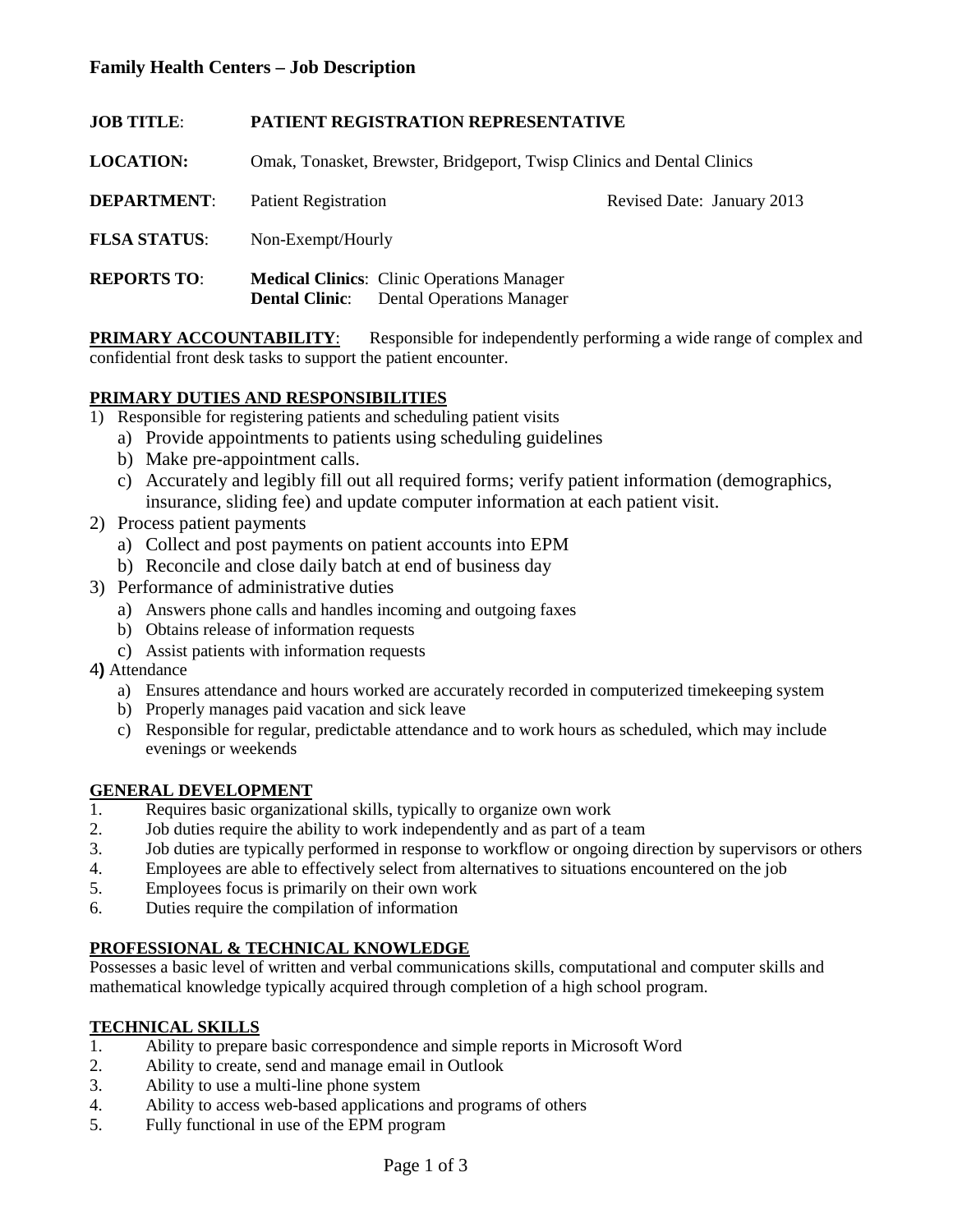## Family Health Centers – Job Description

**JOB TITLE**: **PATIENT REGISTRATION REPRESENTATIVE**

**LOCATION:** Omak, Tonasket, Brewster, Bridgeport, Twisp Clinics and Dental Clinics

**DEPARTMENT**: Patient Registration Revised Date: January 2013

**FLSA STATUS**: Non-Exempt/Hourly

**REPORTS TO**: **Medical Clinics**: Clinic Operations Manager
**Dental Clinic**: Dental Operations Manager

**PRIMARY ACCOUNTABILITY**: Responsible for independently performing a wide range of complex and confidential front desk tasks to support the patient encounter.

**PRIMARY DUTIES AND RESPONSIBILITIES**

1) Responsible for registering patients and scheduling patient visits
   a) Provide appointments to patients using scheduling guidelines
   b) Make pre-appointment calls.
   c) Accurately and legibly fill out all required forms; verify patient information (demographics, insurance, sliding fee) and update computer information at each patient visit.
2) Process patient payments
   a) Collect and post payments on patient accounts into EPM
   b) Reconcile and close daily batch at end of business day
3) Performance of administrative duties
   a) Answers phone calls and handles incoming and outgoing faxes
   b) Obtains release of information requests
   c) Assist patients with information requests
4) Attendance
   a) Ensures attendance and hours worked are accurately recorded in computerized timekeeping system
   b) Properly manages paid vacation and sick leave
   c) Responsible for regular, predictable attendance and to work hours as scheduled, which may include evenings or weekends

**GENERAL DEVELOPMENT**

1. Requires basic organizational skills, typically to organize own work
2. Job duties require the ability to work independently and as part of a team
3. Job duties are typically performed in response to workflow or ongoing direction by supervisors or others
4. Employees are able to effectively select from alternatives to situations encountered on the job
5. Employees focus is primarily on their own work
6. Duties require the compilation of information

**PROFESSIONAL & TECHNICAL KNOWLEDGE**

Possesses a basic level of written and verbal communications skills, computational and computer skills and mathematical knowledge typically acquired through completion of a high school program.

**TECHNICAL SKILLS**

1. Ability to prepare basic correspondence and simple reports in Microsoft Word
2. Ability to create, send and manage email in Outlook
3. Ability to use a multi-line phone system
4. Ability to access web-based applications and programs of others
5. Fully functional in use of the EPM program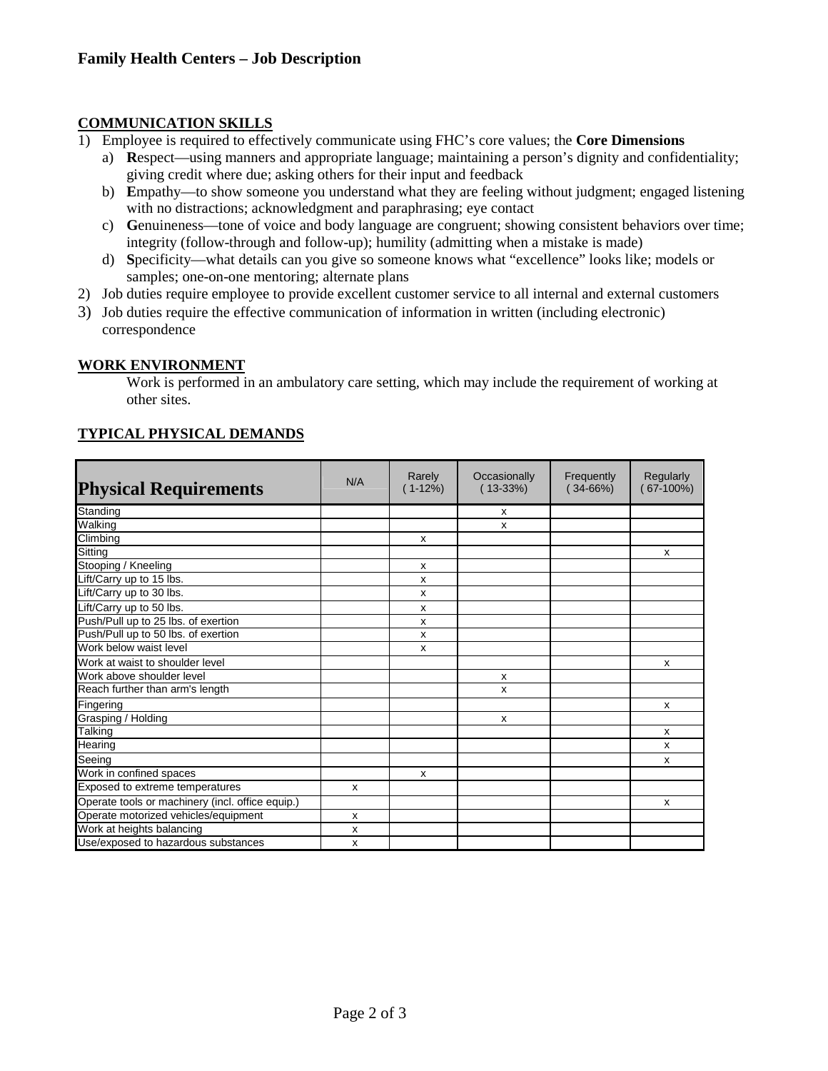**Family Health Centers – Job Description**

## COMMUNICATION SKILLS

1) Employee is required to effectively communicate using FHC's core values; the **Core Dimensions**
   a) **R**espect—using manners and appropriate language; maintaining a person's dignity and confidentiality; giving credit where due; asking others for their input and feedback
   b) **E**mpathy—to show someone you understand what they are feeling without judgment; engaged listening with no distractions; acknowledgment and paraphrasing; eye contact
   c) **G**enuineness—tone of voice and body language are congruent; showing consistent behaviors over time; integrity (follow-through and follow-up); humility (admitting when a mistake is made)
   d) **S**pecificity—what details can you give so someone knows what "excellence" looks like; models or samples; one-on-one mentoring; alternate plans
2) Job duties require employee to provide excellent customer service to all internal and external customers
3) Job duties require the effective communication of information in written (including electronic) correspondence

## WORK ENVIRONMENT

Work is performed in an ambulatory care setting, which may include the requirement of working at other sites.

## TYPICAL PHYSICAL DEMANDS

| Physical Requirements | N/A | Rarely (1-12%) | Occasionally (13-33%) | Frequently (34-66%) | Regularly (67-100%) |
|---|---|---|---|---|---|
| Standing | | | x | | |
| Walking | | | x | | |
| Climbing | | x | | | |
| Sitting | | | | | x |
| Stooping / Kneeling | | x | | | |
| Lift/Carry up to 15 lbs. | | x | | | |
| Lift/Carry up to 30 lbs. | | x | | | |
| Lift/Carry up to 50 lbs. | | x | | | |
| Push/Pull up to 25 lbs. of exertion | | x | | | |
| Push/Pull up to 50 lbs. of exertion | | x | | | |
| Work below waist level | | x | | | |
| Work at waist to shoulder level | | | | | x |
| Work above shoulder level | | | x | | |
| Reach further than arm's length | | | x | | |
| Fingering | | | | | x |
| Grasping / Holding | | | x | | |
| Talking | | | | | x |
| Hearing | | | | | x |
| Seeing | | | | | x |
| Work in confined spaces | | x | | | |
| Exposed to extreme temperatures | x | | | | |
| Operate tools or machinery (incl. office equip.) | | | | | x |
| Operate motorized vehicles/equipment | x | | | | |
| Work at heights balancing | x | | | | |
| Use/exposed to hazardous substances | x | | | | |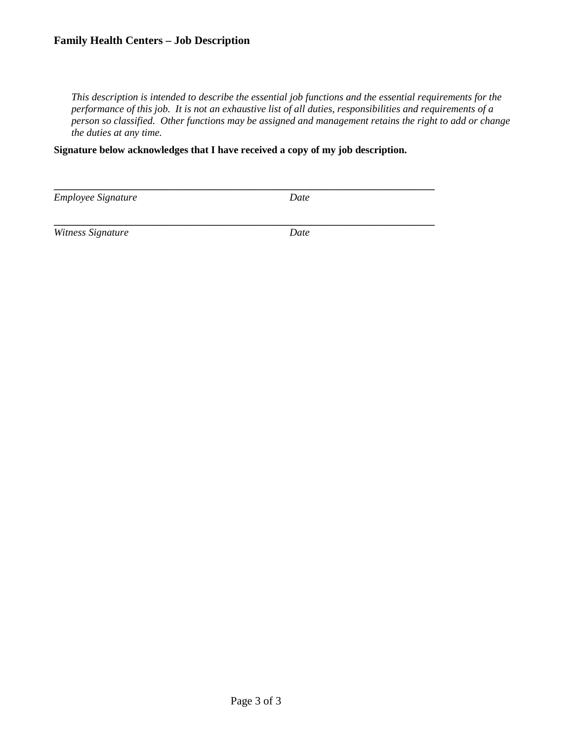*This description is intended to describe the essential job functions and the essential requirements for the performance of this job. It is not an exhaustive list of all duties, responsibilities and requirements of a person so classified. Other functions may be assigned and management retains the right to add or change the duties at any time.*

**Signature below acknowledges that I have received a copy of my job description.**

______________________________________________________________________________

*Employee Signature* *Date*

______________________________________________________________________________

*Witness Signature* *Date*